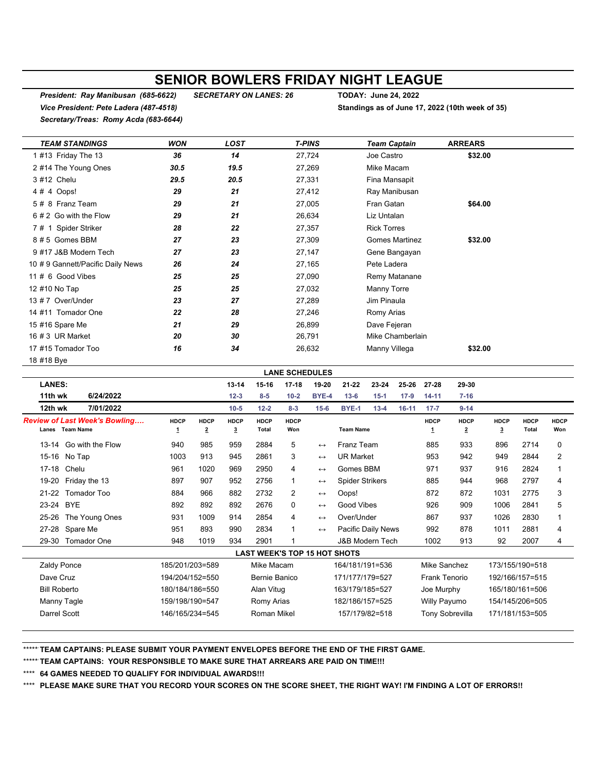# SENIOR BOWLERS FRIDAY NIGHT LEAGUE

***President: Ray Manibusan (685-6622)*** ***SECRETARY ON LANES: 26*** **TODAY: June 24, 2022**

***Vice President: Pete Ladera (487-4518)*** **Standings as of June 17, 2022 (10th week of 35)**

***Secretary/Treas: Romy Acda (683-6644)***

| TEAM STANDINGS | WON | LOST | T-PINS | Team Captain | ARREARS |
|---|---|---|---|---|---|
| 1 #13 Friday The 13 | 36 | 14 | 27,724 | Joe Castro | $32.00 |
| 2 #14 The Young Ones | 30.5 | 19.5 | 27,269 | Mike Macam | |
| 3 #12 Chelu | 29.5 | 20.5 | 27,331 | Fina Mansapit | |
| 4 # 4 Oops! | 29 | 21 | 27,412 | Ray Manibusan | |
| 5 # 8 Franz Team | 29 | 21 | 27,005 | Fran Gatan | $64.00 |
| 6 # 2 Go with the Flow | 29 | 21 | 26,634 | Liz Untalan | |
| 7 # 1 Spider Striker | 28 | 22 | 27,357 | Rick Torres | |
| 8 # 5 Gomes BBM | 27 | 23 | 27,309 | Gomes Martinez | $32.00 |
| 9 #17 J&B Modern Tech | 27 | 23 | 27,147 | Gene Bangayan | |
| 10 # 9 Gannett/Pacific Daily News | 26 | 24 | 27,165 | Pete Ladera | |
| 11 # 6 Good Vibes | 25 | 25 | 27,090 | Remy Matanane | |
| 12 #10 No Tap | 25 | 25 | 27,032 | Manny Torre | |
| 13 # 7 Over/Under | 23 | 27 | 27,289 | Jim Pinaula | |
| 14 #11 Tomador One | 22 | 28 | 27,246 | Romy Arias | |
| 15 #16 Spare Me | 21 | 29 | 26,899 | Dave Fejeran | |
| 16 # 3 UR Market | 20 | 30 | 26,791 | Mike Chamberlain | |
| 17 #15 Tomador Too | 16 | 34 | 26,632 | Manny Villega | $32.00 |
| 18 #18 Bye | | | | | |

## LANE SCHEDULES

| LANES: | | 13-14 | 15-16 | 17-18 | 19-20 | 21-22 | 23-24 | 25-26 | 27-28 | 29-30 |
|---|---|---|---|---|---|---|---|---|---|---|
| 11th wk | 6/24/2022 | 12-3 | 8-5 | 10-2 | BYE-4 | 13-6 | 15-1 | 17-9 | 14-11 | 7-16 |
| 12th wk | 7/01/2022 | 10-5 | 12-2 | 8-3 | 15-6 | BYE-1 | 13-4 | 16-11 | 17-7 | 9-14 |

***Review of Last Week's Bowling….***

| Lanes | Team Name | HDCP 1 | HDCP 2 | HDCP 3 | HDCP Total | HDCP Won | | Team Name | HDCP 1 | HDCP 2 | HDCP 3 | HDCP Total | HDCP Won |
|---|---|---|---|---|---|---|---|---|---|---|---|---|---|
| 13-14 | Go with the Flow | 940 | 985 | 959 | 2884 | 5 | ↔ | Franz Team | 885 | 933 | 896 | 2714 | 0 |
| 15-16 | No Tap | 1003 | 913 | 945 | 2861 | 3 | ↔ | UR Market | 953 | 942 | 949 | 2844 | 2 |
| 17-18 | Chelu | 961 | 1020 | 969 | 2950 | 4 | ↔ | Gomes BBM | 971 | 937 | 916 | 2824 | 1 |
| 19-20 | Friday the 13 | 897 | 907 | 952 | 2756 | 1 | ↔ | Spider Strikers | 885 | 944 | 968 | 2797 | 4 |
| 21-22 | Tomador Too | 884 | 966 | 882 | 2732 | 2 | ↔ | Oops! | 872 | 872 | 1031 | 2775 | 3 |
| 23-24 | BYE | 892 | 892 | 892 | 2676 | 0 | ↔ | Good Vibes | 926 | 909 | 1006 | 2841 | 5 |
| 25-26 | The Young Ones | 931 | 1009 | 914 | 2854 | 4 | ↔ | Over/Under | 867 | 937 | 1026 | 2830 | 1 |
| 27-28 | Spare Me | 951 | 893 | 990 | 2834 | 1 | ↔ | Pacific Daily News | 992 | 878 | 1011 | 2881 | 4 |
| 29-30 | Tomador One | 948 | 1019 | 934 | 2901 | 1 | | J&B Modern Tech | 1002 | 913 | 92 | 2007 | 4 |

## LAST WEEK'S TOP 15 HOT SHOTS

| | | | | | |
|---|---|---|---|---|---|
| Zaldy Ponce | 185/201/203=589 | Mike Macam | 164/181/191=536 | Mike Sanchez | 173/155/190=518 |
| Dave Cruz | 194/204/152=550 | Bernie Banico | 171/177/179=527 | Frank Tenorio | 192/166/157=515 |
| Bill Roberto | 180/184/186=550 | Alan Vitug | 163/179/185=527 | Joe Murphy | 165/180/161=506 |
| Manny Tagle | 159/198/190=547 | Romy Arias | 182/186/157=525 | Willy Payumo | 154/145/206=505 |
| Darrel Scott | 146/165/234=545 | Roman Mikel | 157/179/82=518 | Tony Sobrevilla | 171/181/153=505 |

***** **TEAM CAPTAINS: PLEASE SUBMIT YOUR PAYMENT ENVELOPES BEFORE THE END OF THE FIRST GAME.**

***** **TEAM CAPTAINS: YOUR RESPONSIBLE TO MAKE SURE THAT ARREARS ARE PAID ON TIME!!!**

**** **64 GAMES NEEDED TO QUALIFY FOR INDIVIDUAL AWARDS!!!**

**** **PLEASE MAKE SURE THAT YOU RECORD YOUR SCORES ON THE SCORE SHEET, THE RIGHT WAY! I'M FINDING A LOT OF ERRORS!!**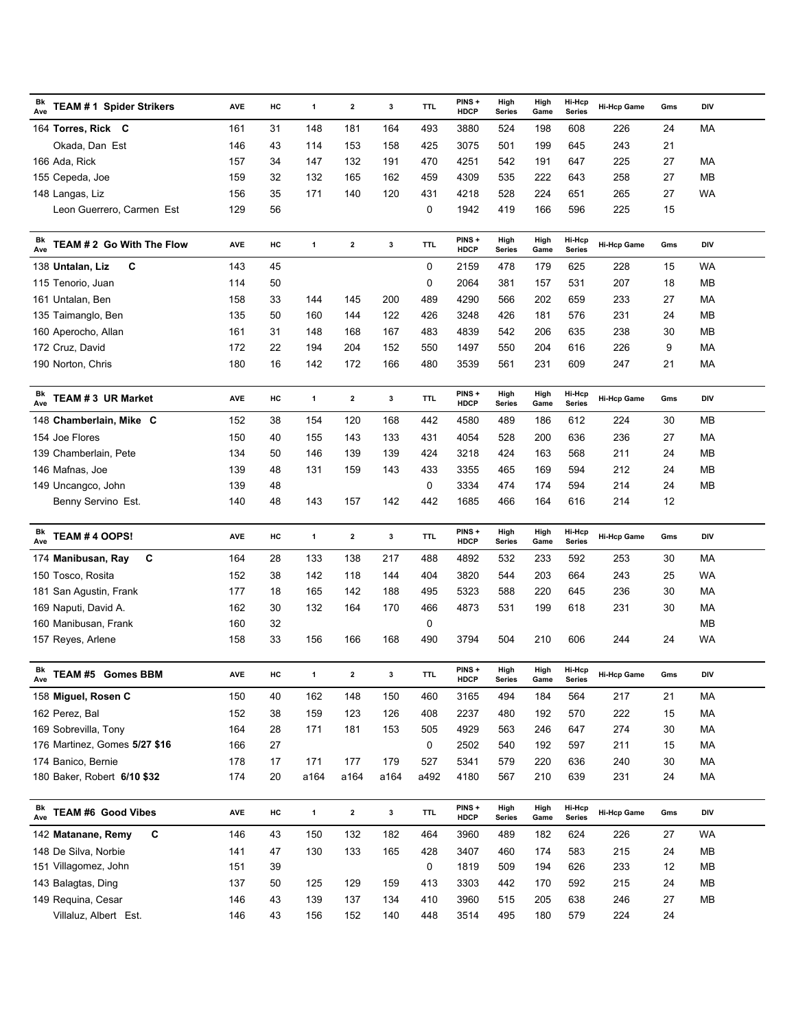| Bk Ave | TEAM # 1 Spider Strikers | AVE | HC | 1 | 2 | 3 | TTL | PINS + HDCP | High Series | High Game | Hi-Hcp Series | Hi-Hcp Game | Gms | DIV |
|---|---|---|---|---|---|---|---|---|---|---|---|---|---|---|
| 164 | **Torres, Rick C** | 161 | 31 | 148 | 181 | 164 | 493 | 3880 | 524 | 198 | 608 | 226 | 24 | MA |
| | Okada, Dan Est | 146 | 43 | 114 | 153 | 158 | 425 | 3075 | 501 | 199 | 645 | 243 | 21 | |
| 166 | Ada, Rick | 157 | 34 | 147 | 132 | 191 | 470 | 4251 | 542 | 191 | 647 | 225 | 27 | MA |
| 155 | Cepeda, Joe | 159 | 32 | 132 | 165 | 162 | 459 | 4309 | 535 | 222 | 643 | 258 | 27 | MB |
| 148 | Langas, Liz | 156 | 35 | 171 | 140 | 120 | 431 | 4218 | 528 | 224 | 651 | 265 | 27 | WA |
| | Leon Guerrero, Carmen Est | 129 | 56 | | | | 0 | 1942 | 419 | 166 | 596 | 225 | 15 | |

| Bk Ave | TEAM # 2 Go With The Flow | AVE | HC | 1 | 2 | 3 | TTL | PINS + HDCP | High Series | High Game | Hi-Hcp Series | Hi-Hcp Game | Gms | DIV |
|---|---|---|---|---|---|---|---|---|---|---|---|---|---|---|
| 138 | **Untalan, Liz C** | 143 | 45 | | | | 0 | 2159 | 478 | 179 | 625 | 228 | 15 | WA |
| 115 | Tenorio, Juan | 114 | 50 | | | | 0 | 2064 | 381 | 157 | 531 | 207 | 18 | MB |
| 161 | Untalan, Ben | 158 | 33 | 144 | 145 | 200 | 489 | 4290 | 566 | 202 | 659 | 233 | 27 | MA |
| 135 | Taimanglo, Ben | 135 | 50 | 160 | 144 | 122 | 426 | 3248 | 426 | 181 | 576 | 231 | 24 | MB |
| 160 | Aperocho, Allan | 161 | 31 | 148 | 168 | 167 | 483 | 4839 | 542 | 206 | 635 | 238 | 30 | MB |
| 172 | Cruz, David | 172 | 22 | 194 | 204 | 152 | 550 | 1497 | 550 | 204 | 616 | 226 | 9 | MA |
| 190 | Norton, Chris | 180 | 16 | 142 | 172 | 166 | 480 | 3539 | 561 | 231 | 609 | 247 | 21 | MA |

| Bk Ave | TEAM # 3 UR Market | AVE | HC | 1 | 2 | 3 | TTL | PINS + HDCP | High Series | High Game | Hi-Hcp Series | Hi-Hcp Game | Gms | DIV |
|---|---|---|---|---|---|---|---|---|---|---|---|---|---|---|
| 148 | **Chamberlain, Mike C** | 152 | 38 | 154 | 120 | 168 | 442 | 4580 | 489 | 186 | 612 | 224 | 30 | MB |
| 154 | Joe Flores | 150 | 40 | 155 | 143 | 133 | 431 | 4054 | 528 | 200 | 636 | 236 | 27 | MA |
| 139 | Chamberlain, Pete | 134 | 50 | 146 | 139 | 139 | 424 | 3218 | 424 | 163 | 568 | 211 | 24 | MB |
| 146 | Mafnas, Joe | 139 | 48 | 131 | 159 | 143 | 433 | 3355 | 465 | 169 | 594 | 212 | 24 | MB |
| 149 | Uncangco, John | 139 | 48 | | | | 0 | 3334 | 474 | 174 | 594 | 214 | 24 | MB |
| | Benny Servino Est. | 140 | 48 | 143 | 157 | 142 | 442 | 1685 | 466 | 164 | 616 | 214 | 12 | |

| Bk Ave | TEAM # 4 OOPS! | AVE | HC | 1 | 2 | 3 | TTL | PINS + HDCP | High Series | High Game | Hi-Hcp Series | Hi-Hcp Game | Gms | DIV |
|---|---|---|---|---|---|---|---|---|---|---|---|---|---|---|
| 174 | **Manibusan, Ray C** | 164 | 28 | 133 | 138 | 217 | 488 | 4892 | 532 | 233 | 592 | 253 | 30 | MA |
| 150 | Tosco, Rosita | 152 | 38 | 142 | 118 | 144 | 404 | 3820 | 544 | 203 | 664 | 243 | 25 | WA |
| 181 | San Agustin, Frank | 177 | 18 | 165 | 142 | 188 | 495 | 5323 | 588 | 220 | 645 | 236 | 30 | MA |
| 169 | Naputi, David A. | 162 | 30 | 132 | 164 | 170 | 466 | 4873 | 531 | 199 | 618 | 231 | 30 | MA |
| 160 | Manibusan, Frank | 160 | 32 | | | | 0 | | | | | | | MB |
| 157 | Reyes, Arlene | 158 | 33 | 156 | 166 | 168 | 490 | 3794 | 504 | 210 | 606 | 244 | 24 | WA |

| Bk Ave | TEAM #5 Gomes BBM | AVE | HC | 1 | 2 | 3 | TTL | PINS + HDCP | High Series | High Game | Hi-Hcp Series | Hi-Hcp Game | Gms | DIV |
|---|---|---|---|---|---|---|---|---|---|---|---|---|---|---|
| 158 | **Miguel, Rosen C** | 150 | 40 | 162 | 148 | 150 | 460 | 3165 | 494 | 184 | 564 | 217 | 21 | MA |
| 162 | Perez, Bal | 152 | 38 | 159 | 123 | 126 | 408 | 2237 | 480 | 192 | 570 | 222 | 15 | MA |
| 169 | Sobrevilla, Tony | 164 | 28 | 171 | 181 | 153 | 505 | 4929 | 563 | 246 | 647 | 274 | 30 | MA |
| 176 | Martinez, Gomes **5/27 $16** | 166 | 27 | | | | 0 | 2502 | 540 | 192 | 597 | 211 | 15 | MA |
| 174 | Banico, Bernie | 178 | 17 | 171 | 177 | 179 | 527 | 5341 | 579 | 220 | 636 | 240 | 30 | MA |
| 180 | Baker, Robert **6/10 $32** | 174 | 20 | a164 | a164 | a164 | a492 | 4180 | 567 | 210 | 639 | 231 | 24 | MA |

| Bk Ave | TEAM #6 Good Vibes | AVE | HC | 1 | 2 | 3 | TTL | PINS + HDCP | High Series | High Game | Hi-Hcp Series | Hi-Hcp Game | Gms | DIV |
|---|---|---|---|---|---|---|---|---|---|---|---|---|---|---|
| 142 | **Matanane, Remy C** | 146 | 43 | 150 | 132 | 182 | 464 | 3960 | 489 | 182 | 624 | 226 | 27 | WA |
| 148 | De Silva, Norbie | 141 | 47 | 130 | 133 | 165 | 428 | 3407 | 460 | 174 | 583 | 215 | 24 | MB |
| 151 | Villagomez, John | 151 | 39 | | | | 0 | 1819 | 509 | 194 | 626 | 233 | 12 | MB |
| 143 | Balagtas, Ding | 137 | 50 | 125 | 129 | 159 | 413 | 3303 | 442 | 170 | 592 | 215 | 24 | MB |
| 149 | Requina, Cesar | 146 | 43 | 139 | 137 | 134 | 410 | 3960 | 515 | 205 | 638 | 246 | 27 | MB |
| | Villaluz, Albert Est. | 146 | 43 | 156 | 152 | 140 | 448 | 3514 | 495 | 180 | 579 | 224 | 24 | |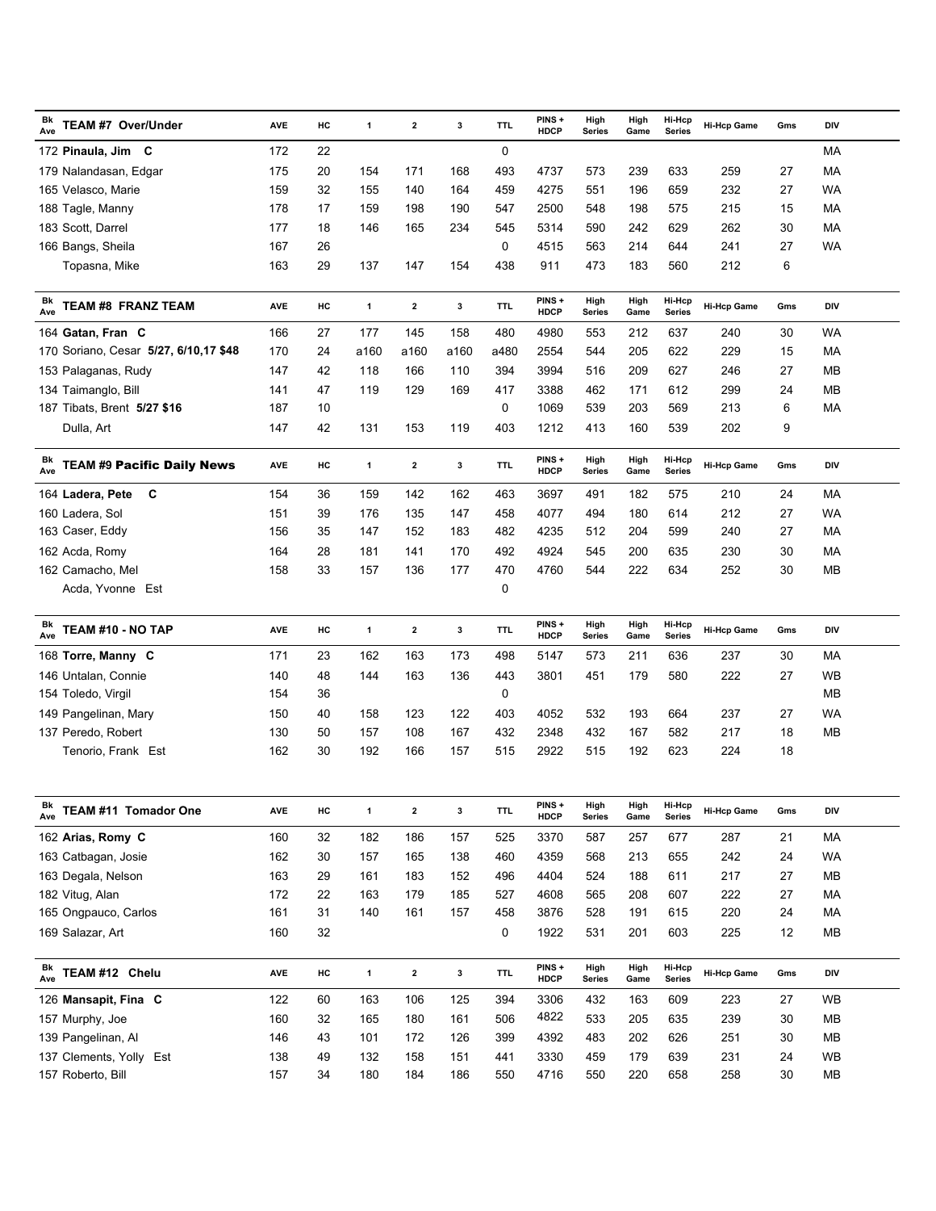| Bk Ave | TEAM #7 Over/Under | AVE | HC | 1 | 2 | 3 | TTL | PINS + HDCP | High Series | High Game | Hi-Hcp Series | Hi-Hcp Game | Gms | DIV |
|---|---|---|---|---|---|---|---|---|---|---|---|---|---|---|
| 172 | **Pinaula, Jim C** | 172 | 22 | | | | 0 | | | | | | | MA |
| 179 | Nalandasan, Edgar | 175 | 20 | 154 | 171 | 168 | 493 | 4737 | 573 | 239 | 633 | 259 | 27 | MA |
| 165 | Velasco, Marie | 159 | 32 | 155 | 140 | 164 | 459 | 4275 | 551 | 196 | 659 | 232 | 27 | WA |
| 188 | Tagle, Manny | 178 | 17 | 159 | 198 | 190 | 547 | 2500 | 548 | 198 | 575 | 215 | 15 | MA |
| 183 | Scott, Darrel | 177 | 18 | 146 | 165 | 234 | 545 | 5314 | 590 | 242 | 629 | 262 | 30 | MA |
| 166 | Bangs, Sheila | 167 | 26 | | | | 0 | 4515 | 563 | 214 | 644 | 241 | 27 | WA |
| | Topasna, Mike | 163 | 29 | 137 | 147 | 154 | 438 | 911 | 473 | 183 | 560 | 212 | 6 | |

| Bk Ave | TEAM #8 FRANZ TEAM | AVE | HC | 1 | 2 | 3 | TTL | PINS + HDCP | High Series | High Game | Hi-Hcp Series | Hi-Hcp Game | Gms | DIV |
|---|---|---|---|---|---|---|---|---|---|---|---|---|---|---|
| 164 | **Gatan, Fran C** | 166 | 27 | 177 | 145 | 158 | 480 | 4980 | 553 | 212 | 637 | 240 | 30 | WA |
| 170 | Soriano, Cesar **5/27, 6/10,17 $48** | 170 | 24 | a160 | a160 | a160 | a480 | 2554 | 544 | 205 | 622 | 229 | 15 | MA |
| 153 | Palaganas, Rudy | 147 | 42 | 118 | 166 | 110 | 394 | 3994 | 516 | 209 | 627 | 246 | 27 | MB |
| 134 | Taimanglo, Bill | 141 | 47 | 119 | 129 | 169 | 417 | 3388 | 462 | 171 | 612 | 299 | 24 | MB |
| 187 | Tibats, Brent **5/27 $16** | 187 | 10 | | | | 0 | 1069 | 539 | 203 | 569 | 213 | 6 | MA |
| | Dulla, Art | 147 | 42 | 131 | 153 | 119 | 403 | 1212 | 413 | 160 | 539 | 202 | 9 | |

| Bk Ave | TEAM #9 Pacific Daily News | AVE | HC | 1 | 2 | 3 | TTL | PINS + HDCP | High Series | High Game | Hi-Hcp Series | Hi-Hcp Game | Gms | DIV |
|---|---|---|---|---|---|---|---|---|---|---|---|---|---|---|
| 164 | **Ladera, Pete C** | 154 | 36 | 159 | 142 | 162 | 463 | 3697 | 491 | 182 | 575 | 210 | 24 | MA |
| 160 | Ladera, Sol | 151 | 39 | 176 | 135 | 147 | 458 | 4077 | 494 | 180 | 614 | 212 | 27 | WA |
| 163 | Caser, Eddy | 156 | 35 | 147 | 152 | 183 | 482 | 4235 | 512 | 204 | 599 | 240 | 27 | MA |
| 162 | Acda, Romy | 164 | 28 | 181 | 141 | 170 | 492 | 4924 | 545 | 200 | 635 | 230 | 30 | MA |
| 162 | Camacho, Mel | 158 | 33 | 157 | 136 | 177 | 470 | 4760 | 544 | 222 | 634 | 252 | 30 | MB |
| | Acda, Yvonne Est | | | | | | 0 | | | | | | | |

| Bk Ave | TEAM #10 - NO TAP | AVE | HC | 1 | 2 | 3 | TTL | PINS + HDCP | High Series | High Game | Hi-Hcp Series | Hi-Hcp Game | Gms | DIV |
|---|---|---|---|---|---|---|---|---|---|---|---|---|---|---|
| 168 | **Torre, Manny C** | 171 | 23 | 162 | 163 | 173 | 498 | 5147 | 573 | 211 | 636 | 237 | 30 | MA |
| 146 | Untalan, Connie | 140 | 48 | 144 | 163 | 136 | 443 | 3801 | 451 | 179 | 580 | 222 | 27 | WB |
| 154 | Toledo, Virgil | 154 | 36 | | | | 0 | | | | | | | MB |
| 149 | Pangelinan, Mary | 150 | 40 | 158 | 123 | 122 | 403 | 4052 | 532 | 193 | 664 | 237 | 27 | WA |
| 137 | Peredo, Robert | 130 | 50 | 157 | 108 | 167 | 432 | 2348 | 432 | 167 | 582 | 217 | 18 | MB |
| | Tenorio, Frank Est | 162 | 30 | 192 | 166 | 157 | 515 | 2922 | 515 | 192 | 623 | 224 | 18 | |

| Bk Ave | TEAM #11 Tomador One | AVE | HC | 1 | 2 | 3 | TTL | PINS + HDCP | High Series | High Game | Hi-Hcp Series | Hi-Hcp Game | Gms | DIV |
|---|---|---|---|---|---|---|---|---|---|---|---|---|---|---|
| 162 | **Arias, Romy C** | 160 | 32 | 182 | 186 | 157 | 525 | 3370 | 587 | 257 | 677 | 287 | 21 | MA |
| 163 | Catbagan, Josie | 162 | 30 | 157 | 165 | 138 | 460 | 4359 | 568 | 213 | 655 | 242 | 24 | WA |
| 163 | Degala, Nelson | 163 | 29 | 161 | 183 | 152 | 496 | 4404 | 524 | 188 | 611 | 217 | 27 | MB |
| 182 | Vitug, Alan | 172 | 22 | 163 | 179 | 185 | 527 | 4608 | 565 | 208 | 607 | 222 | 27 | MA |
| 165 | Ongpauco, Carlos | 161 | 31 | 140 | 161 | 157 | 458 | 3876 | 528 | 191 | 615 | 220 | 24 | MA |
| 169 | Salazar, Art | 160 | 32 | | | | 0 | 1922 | 531 | 201 | 603 | 225 | 12 | MB |

| Bk Ave | TEAM #12 Chelu | AVE | HC | 1 | 2 | 3 | TTL | PINS + HDCP | High Series | High Game | Hi-Hcp Series | Hi-Hcp Game | Gms | DIV |
|---|---|---|---|---|---|---|---|---|---|---|---|---|---|---|
| 126 | **Mansapit, Fina C** | 122 | 60 | 163 | 106 | 125 | 394 | 3306 | 432 | 163 | 609 | 223 | 27 | WB |
| 157 | Murphy, Joe | 160 | 32 | 165 | 180 | 161 | 506 | 4822 | 533 | 205 | 635 | 239 | 30 | MB |
| 139 | Pangelinan, Al | 146 | 43 | 101 | 172 | 126 | 399 | 4392 | 483 | 202 | 626 | 251 | 30 | MB |
| 137 | Clements, Yolly Est | 138 | 49 | 132 | 158 | 151 | 441 | 3330 | 459 | 179 | 639 | 231 | 24 | WB |
| 157 | Roberto, Bill | 157 | 34 | 180 | 184 | 186 | 550 | 4716 | 550 | 220 | 658 | 258 | 30 | MB |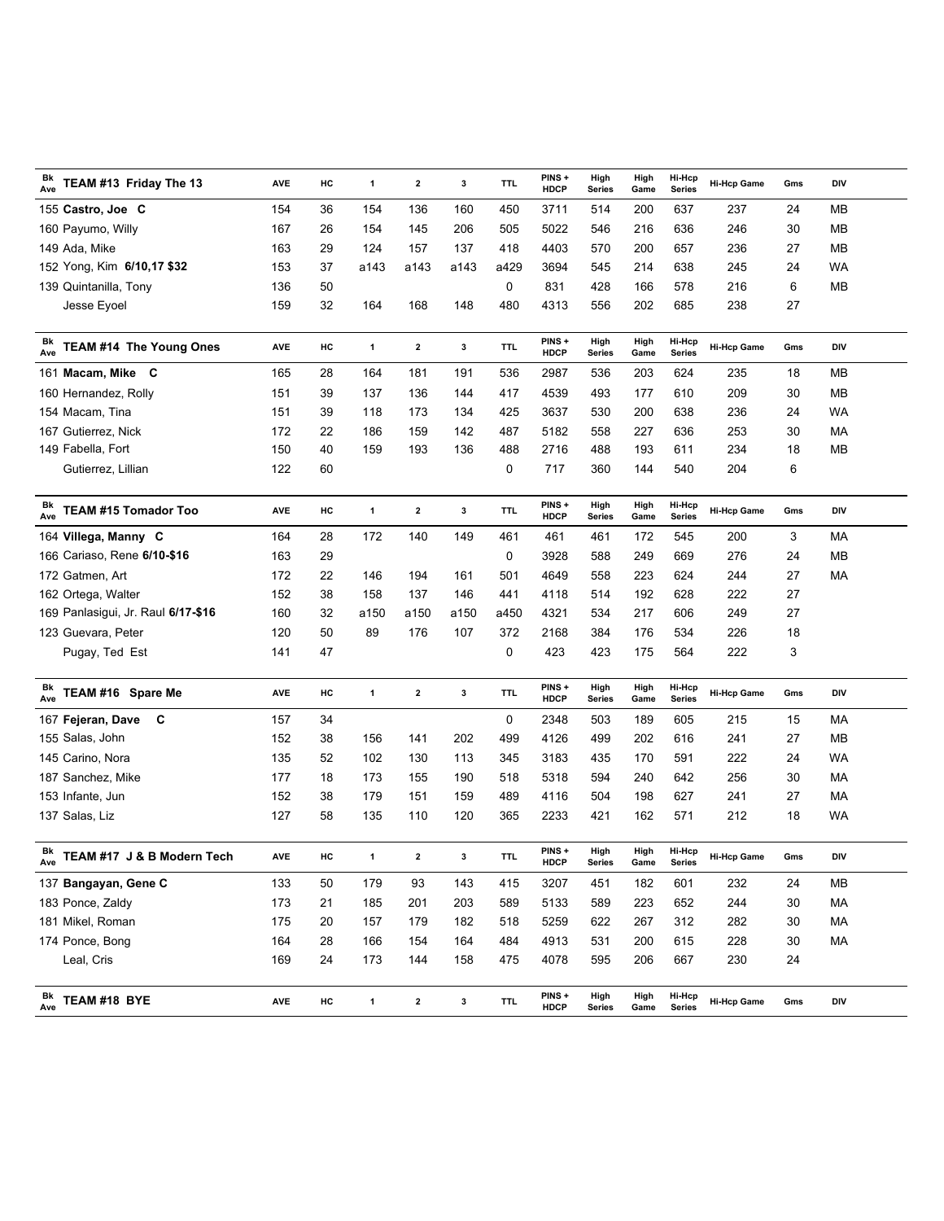| Bk Ave | TEAM #13 Friday The 13 | AVE | HC | 1 | 2 | 3 | TTL | PINS + HDCP | High Series | High Game | Hi-Hcp Series | Hi-Hcp Game | Gms | DIV |
|---|---|---|---|---|---|---|---|---|---|---|---|---|---|---|
| 155 | **Castro, Joe C** | 154 | 36 | 154 | 136 | 160 | 450 | 3711 | 514 | 200 | 637 | 237 | 24 | MB |
| 160 | Payumo, Willy | 167 | 26 | 154 | 145 | 206 | 505 | 5022 | 546 | 216 | 636 | 246 | 30 | MB |
| 149 | Ada, Mike | 163 | 29 | 124 | 157 | 137 | 418 | 4403 | 570 | 200 | 657 | 236 | 27 | MB |
| 152 | Yong, Kim **6/10,17 $32** | 153 | 37 | a143 | a143 | a143 | a429 | 3694 | 545 | 214 | 638 | 245 | 24 | WA |
| 139 | Quintanilla, Tony | 136 | 50 | | | | 0 | 831 | 428 | 166 | 578 | 216 | 6 | MB |
| | Jesse Eyoel | 159 | 32 | 164 | 168 | 148 | 480 | 4313 | 556 | 202 | 685 | 238 | 27 | |

| Bk Ave | TEAM #14 The Young Ones | AVE | HC | 1 | 2 | 3 | TTL | PINS + HDCP | High Series | High Game | Hi-Hcp Series | Hi-Hcp Game | Gms | DIV |
|---|---|---|---|---|---|---|---|---|---|---|---|---|---|---|
| 161 | **Macam, Mike C** | 165 | 28 | 164 | 181 | 191 | 536 | 2987 | 536 | 203 | 624 | 235 | 18 | MB |
| 160 | Hernandez, Rolly | 151 | 39 | 137 | 136 | 144 | 417 | 4539 | 493 | 177 | 610 | 209 | 30 | MB |
| 154 | Macam, Tina | 151 | 39 | 118 | 173 | 134 | 425 | 3637 | 530 | 200 | 638 | 236 | 24 | WA |
| 167 | Gutierrez, Nick | 172 | 22 | 186 | 159 | 142 | 487 | 5182 | 558 | 227 | 636 | 253 | 30 | MA |
| 149 | Fabella, Fort | 150 | 40 | 159 | 193 | 136 | 488 | 2716 | 488 | 193 | 611 | 234 | 18 | MB |
| | Gutierrez, Lillian | 122 | 60 | | | | 0 | 717 | 360 | 144 | 540 | 204 | 6 | |

| Bk Ave | TEAM #15 Tomador Too | AVE | HC | 1 | 2 | 3 | TTL | PINS + HDCP | High Series | High Game | Hi-Hcp Series | Hi-Hcp Game | Gms | DIV |
|---|---|---|---|---|---|---|---|---|---|---|---|---|---|---|
| 164 | **Villega, Manny C** | 164 | 28 | 172 | 140 | 149 | 461 | 461 | 461 | 172 | 545 | 200 | 3 | MA |
| 166 | Cariaso, Rene **6/10-$16** | 163 | 29 | | | | 0 | 3928 | 588 | 249 | 669 | 276 | 24 | MB |
| 172 | Gatmen, Art | 172 | 22 | 146 | 194 | 161 | 501 | 4649 | 558 | 223 | 624 | 244 | 27 | MA |
| 162 | Ortega, Walter | 152 | 38 | 158 | 137 | 146 | 441 | 4118 | 514 | 192 | 628 | 222 | 27 | |
| 169 | Panlasigui, Jr. Raul **6/17-$16** | 160 | 32 | a150 | a150 | a150 | a450 | 4321 | 534 | 217 | 606 | 249 | 27 | |
| 123 | Guevara, Peter | 120 | 50 | 89 | 176 | 107 | 372 | 2168 | 384 | 176 | 534 | 226 | 18 | |
| | Pugay, Ted Est | 141 | 47 | | | | 0 | 423 | 423 | 175 | 564 | 222 | 3 | |

| Bk Ave | TEAM #16 Spare Me | AVE | HC | 1 | 2 | 3 | TTL | PINS + HDCP | High Series | High Game | Hi-Hcp Series | Hi-Hcp Game | Gms | DIV |
|---|---|---|---|---|---|---|---|---|---|---|---|---|---|---|
| 167 | **Fejeran, Dave C** | 157 | 34 | | | | 0 | 2348 | 503 | 189 | 605 | 215 | 15 | MA |
| 155 | Salas, John | 152 | 38 | 156 | 141 | 202 | 499 | 4126 | 499 | 202 | 616 | 241 | 27 | MB |
| 145 | Carino, Nora | 135 | 52 | 102 | 130 | 113 | 345 | 3183 | 435 | 170 | 591 | 222 | 24 | WA |
| 187 | Sanchez, Mike | 177 | 18 | 173 | 155 | 190 | 518 | 5318 | 594 | 240 | 642 | 256 | 30 | MA |
| 153 | Infante, Jun | 152 | 38 | 179 | 151 | 159 | 489 | 4116 | 504 | 198 | 627 | 241 | 27 | MA |
| 137 | Salas, Liz | 127 | 58 | 135 | 110 | 120 | 365 | 2233 | 421 | 162 | 571 | 212 | 18 | WA |

| Bk Ave | TEAM #17 J & B Modern Tech | AVE | HC | 1 | 2 | 3 | TTL | PINS + HDCP | High Series | High Game | Hi-Hcp Series | Hi-Hcp Game | Gms | DIV |
|---|---|---|---|---|---|---|---|---|---|---|---|---|---|---|
| 137 | **Bangayan, Gene C** | 133 | 50 | 179 | 93 | 143 | 415 | 3207 | 451 | 182 | 601 | 232 | 24 | MB |
| 183 | Ponce, Zaldy | 173 | 21 | 185 | 201 | 203 | 589 | 5133 | 589 | 223 | 652 | 244 | 30 | MA |
| 181 | Mikel, Roman | 175 | 20 | 157 | 179 | 182 | 518 | 5259 | 622 | 267 | 312 | 282 | 30 | MA |
| 174 | Ponce, Bong | 164 | 28 | 166 | 154 | 164 | 484 | 4913 | 531 | 200 | 615 | 228 | 30 | MA |
| | Leal, Cris | 169 | 24 | 173 | 144 | 158 | 475 | 4078 | 595 | 206 | 667 | 230 | 24 | |

| Bk Ave | TEAM #18 BYE | AVE | HC | 1 | 2 | 3 | TTL | PINS + HDCP | High Series | High Game | Hi-Hcp Series | Hi-Hcp Game | Gms | DIV |
|---|---|---|---|---|---|---|---|---|---|---|---|---|---|---|